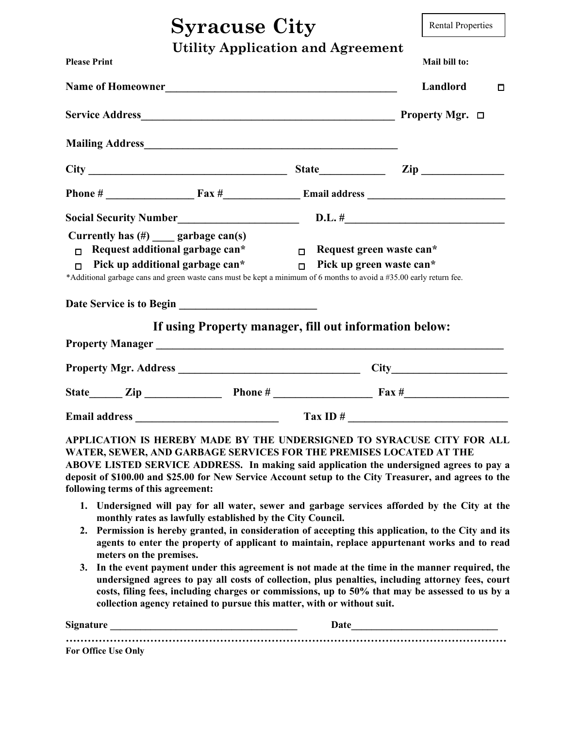# Syracuse City

Rental Properties

## Utility Application and Agreement

**Please Print**

**Mail bill to:**

**Name of Homeowner**___________________________________________ **Landlord** ☐

**Service Address**______________________________________________ **Property Mgr.** ☐

**Mailing Address**______________________________________________

**City** ____________________________________ **State**___________ **Zip** ______________

**Phone #** _______________ **Fax #**_____________ **Email address** _________________________

**Social Security Number**_____________________ **D.L. #**_____________________________

**Currently has (#) ____ garbage can(s)**

☐ **Request additional garbage can*** ☐ **Request green waste can***

☐ **Pick up additional garbage can*** ☐ **Pick up green waste can***

*Additional garbage cans and green waste cans must be kept a minimum of 6 months to avoid a #35.00 early return fee.

**Date Service is to Begin** ________________________

### If using Property manager, fill out information below:

**Property Manager** _________________________________________________________________

**Property Mgr. Address** _________________________________ **City**____________________

**State**______ **Zip** _____________ **Phone #** _________________ **Fax #**__________________

**Email address** __________________________ **Tax ID #** _____________________________

**APPLICATION IS HEREBY MADE BY THE UNDERSIGNED TO SYRACUSE CITY FOR ALL WATER, SEWER, AND GARBAGE SERVICES FOR THE PREMISES LOCATED AT THE ABOVE LISTED SERVICE ADDRESS. In making said application the undersigned agrees to pay a deposit of $100.00 and $25.00 for New Service Account setup to the City Treasurer, and agrees to the following terms of this agreement:**

1. **Undersigned will pay for all water, sewer and garbage services afforded by the City at the monthly rates as lawfully established by the City Council.**
2. **Permission is hereby granted, in consideration of accepting this application, to the City and its agents to enter the property of applicant to maintain, replace appurtenant works and to read meters on the premises.**
3. **In the event payment under this agreement is not made at the time in the manner required, the undersigned agrees to pay all costs of collection, plus penalties, including attorney fees, court costs, filing fees, including charges or commissions, up to 50% that may be assessed to us by a collection agency retained to pursue this matter, with or without suit.**

**Signature** ____________________________________ **Date**____________________________

……………………………………………………………………………………………………………

**For Office Use Only**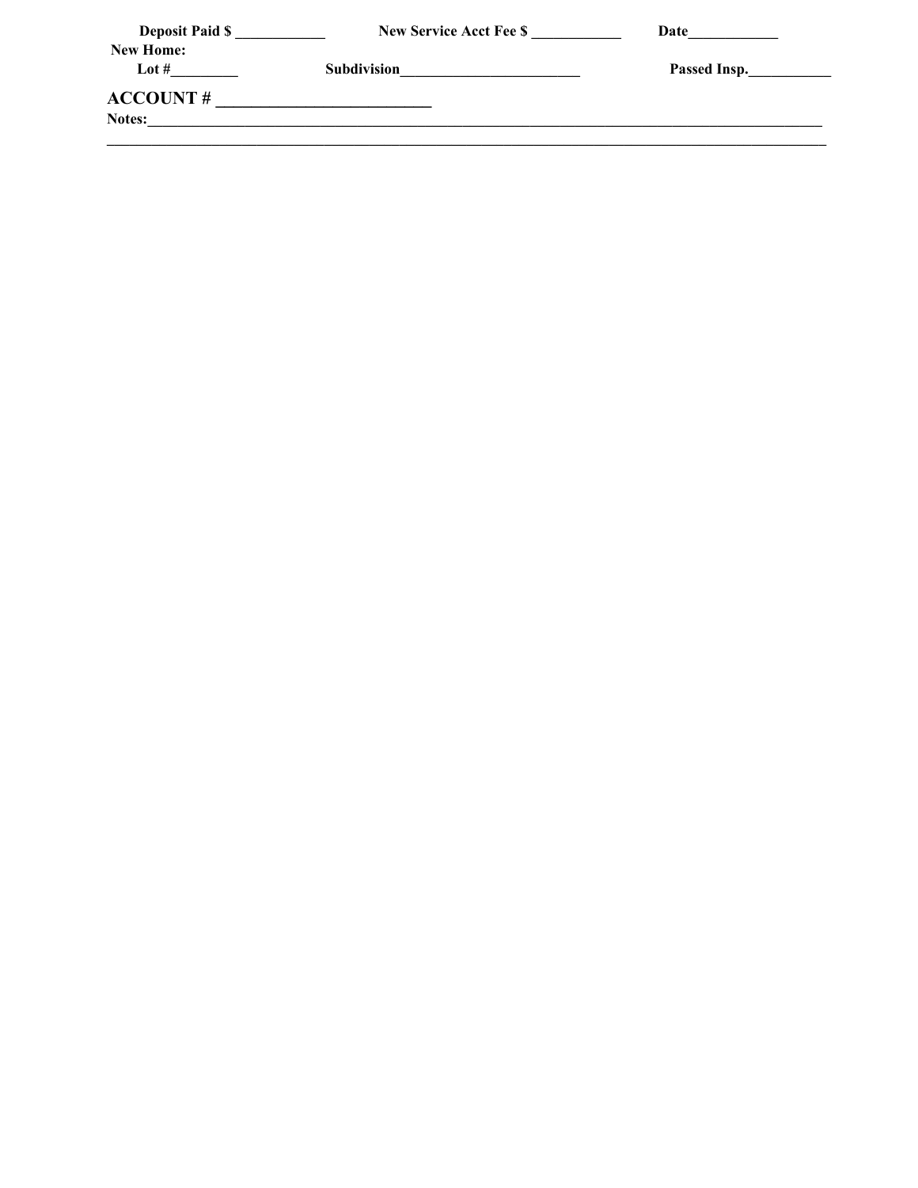**Deposit Paid $ ___________** **New Service Acct Fee $ ___________** **Date___________**

**New Home:**

**Lot #_________** **Subdivision_______________________** **Passed Insp.___________**

**ACCOUNT # ___________________________**

**Notes:_____________________________________________________________________________________________**

_____________________________________________________________________________________________________